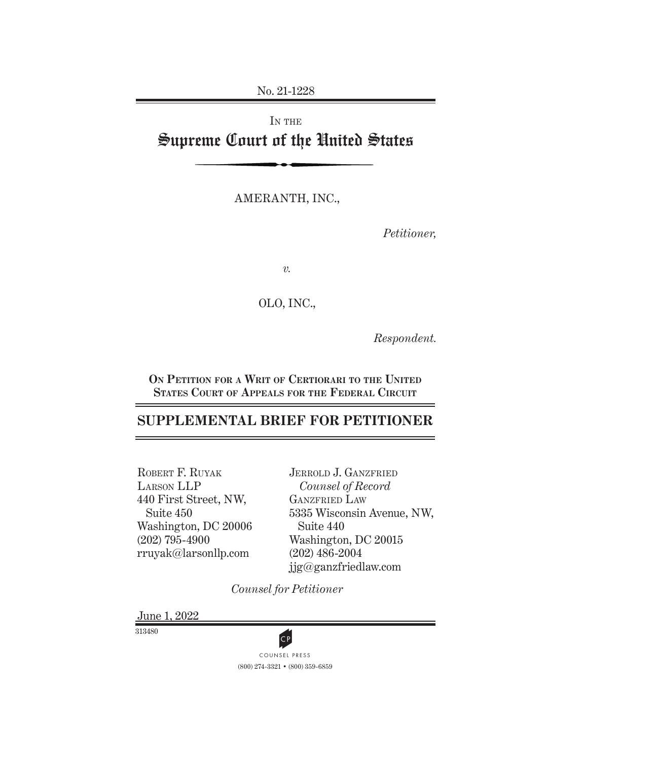No. 21-1228

IN THE

# Supreme Court of the United States

AMERANTH, INC.,

*Petitioner,*

*v.*

OLO, INC.,

*Respondent.*

**ON PETITION FOR A WRIT OF CERTIORARI TO THE UNITED STATES COURT OF APPEALS FOR THE FEDERAL CIRCUIT**

## SUPPLEMENTAL BRIEF FOR PETITIONER

ROBERT F. RUYAK
LARSON LLP
440 First Street, NW,
Suite 450
Washington, DC 20006
(202) 795-4900
rruyak@larsonllp.com

JERROLD J. GANZFRIED
*Counsel of Record*
GANZFRIED LAW
5335 Wisconsin Avenue, NW,
Suite 440
Washington, DC 20015
(202) 486-2004
jjg@ganzfriedlaw.com

*Counsel for Petitioner*

June 1, 2022

313480

COUNSEL PRESS
(800) 274-3321 • (800) 359-6859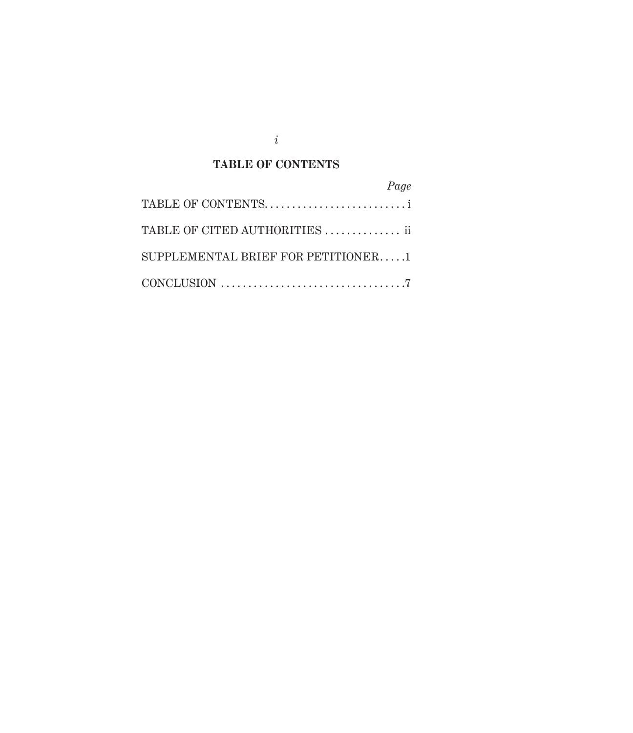# TABLE OF CONTENTS

| | *Page* |
|---|---|
| TABLE OF CONTENTS | i |
| TABLE OF CITED AUTHORITIES | ii |
| SUPPLEMENTAL BRIEF FOR PETITIONER | 1 |
| CONCLUSION | 7 |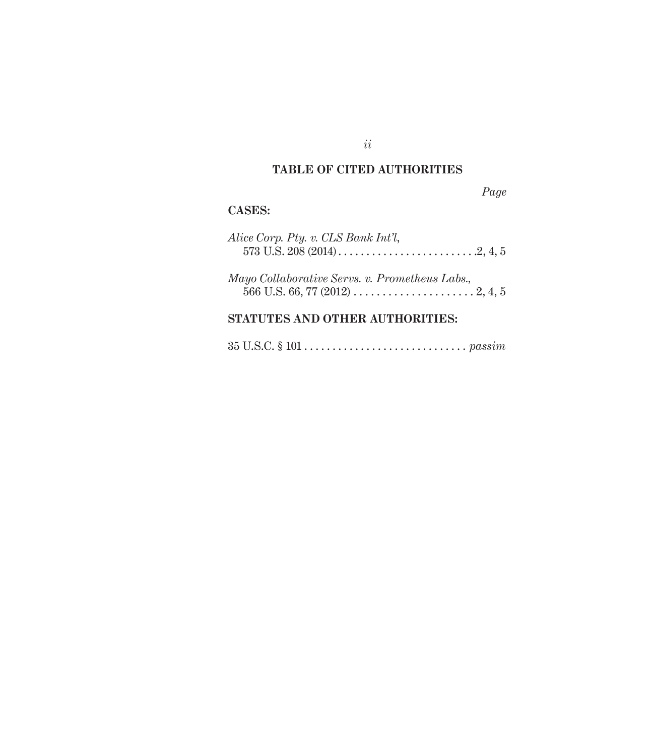## TABLE OF CITED AUTHORITIES

*Page*

### CASES:

*Alice Corp. Pty. v. CLS Bank Int'l*,
573 U.S. 208 (2014) . . . . . . . . . . . . . . . . . . . . . . . . .2, 4, 5

*Mayo Collaborative Servs. v. Prometheus Labs.*,
566 U.S. 66, 77 (2012) . . . . . . . . . . . . . . . . . . . . . . 2, 4, 5

### STATUTES AND OTHER AUTHORITIES:

35 U.S.C. § 101 . . . . . . . . . . . . . . . . . . . . . . . . . . . . . *passim*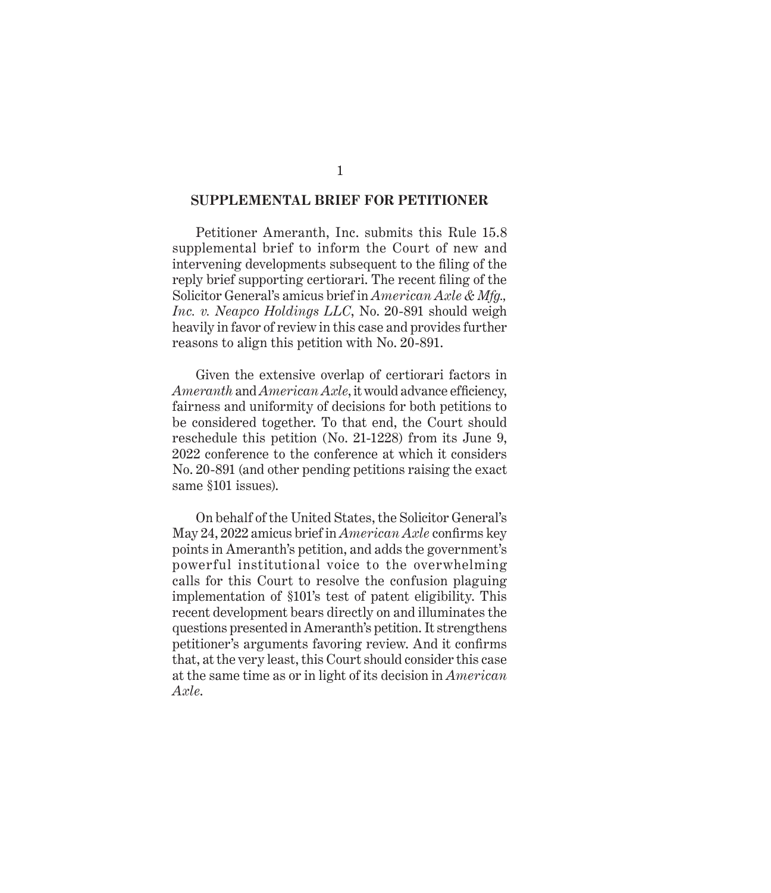## SUPPLEMENTAL BRIEF FOR PETITIONER

Petitioner Ameranth, Inc. submits this Rule 15.8 supplemental brief to inform the Court of new and intervening developments subsequent to the filing of the reply brief supporting certiorari. The recent filing of the Solicitor General's amicus brief in *American Axle & Mfg., Inc. v. Neapco Holdings LLC*, No. 20-891 should weigh heavily in favor of review in this case and provides further reasons to align this petition with No. 20-891.

Given the extensive overlap of certiorari factors in *Ameranth* and *American Axle*, it would advance efficiency, fairness and uniformity of decisions for both petitions to be considered together. To that end, the Court should reschedule this petition (No. 21-1228) from its June 9, 2022 conference to the conference at which it considers No. 20-891 (and other pending petitions raising the exact same §101 issues).

On behalf of the United States, the Solicitor General's May 24, 2022 amicus brief in *American Axle* confirms key points in Ameranth's petition, and adds the government's powerful institutional voice to the overwhelming calls for this Court to resolve the confusion plaguing implementation of §101's test of patent eligibility. This recent development bears directly on and illuminates the questions presented in Ameranth's petition. It strengthens petitioner's arguments favoring review. And it confirms that, at the very least, this Court should consider this case at the same time as or in light of its decision in *American Axle*.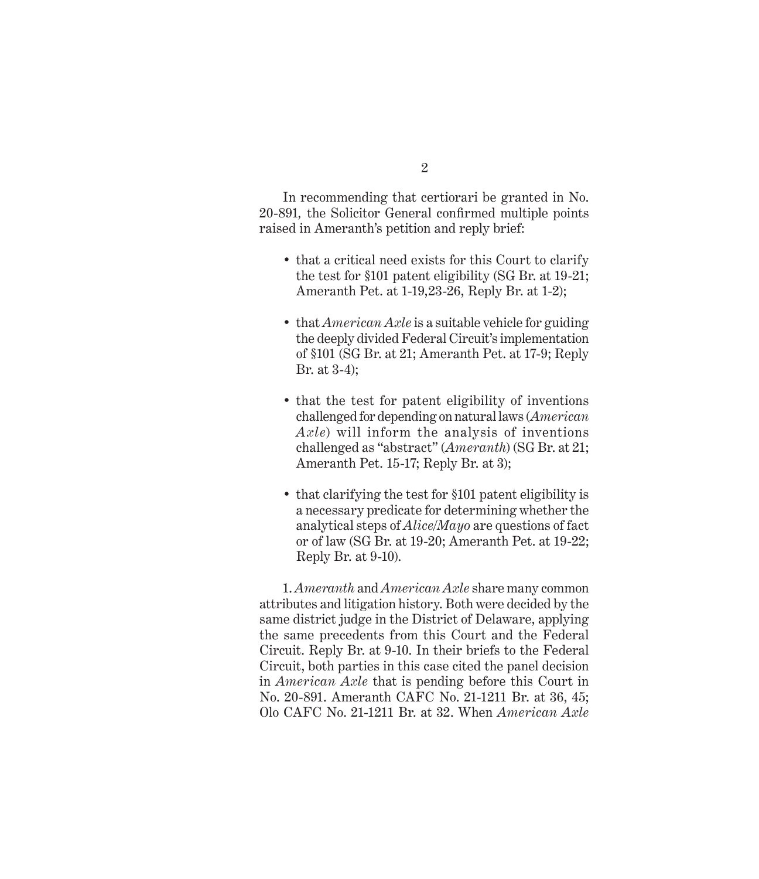In recommending that certiorari be granted in No. 20-891, the Solicitor General confirmed multiple points raised in Ameranth's petition and reply brief:

- that a critical need exists for this Court to clarify the test for §101 patent eligibility (SG Br. at 19-21; Ameranth Pet. at 1-19,23-26, Reply Br. at 1-2);
- that *American Axle* is a suitable vehicle for guiding the deeply divided Federal Circuit's implementation of §101 (SG Br. at 21; Ameranth Pet. at 17-9; Reply Br. at 3-4);
- that the test for patent eligibility of inventions challenged for depending on natural laws (*American Axle*) will inform the analysis of inventions challenged as "abstract" (*Ameranth*) (SG Br. at 21; Ameranth Pet. 15-17; Reply Br. at 3);
- that clarifying the test for §101 patent eligibility is a necessary predicate for determining whether the analytical steps of *Alice/Mayo* are questions of fact or of law (SG Br. at 19-20; Ameranth Pet. at 19-22; Reply Br. at 9-10).

1. *Ameranth* and *American Axle* share many common attributes and litigation history. Both were decided by the same district judge in the District of Delaware, applying the same precedents from this Court and the Federal Circuit. Reply Br. at 9-10. In their briefs to the Federal Circuit, both parties in this case cited the panel decision in *American Axle* that is pending before this Court in No. 20-891. Ameranth CAFC No. 21-1211 Br. at 36, 45; Olo CAFC No. 21-1211 Br. at 32. When *American Axle*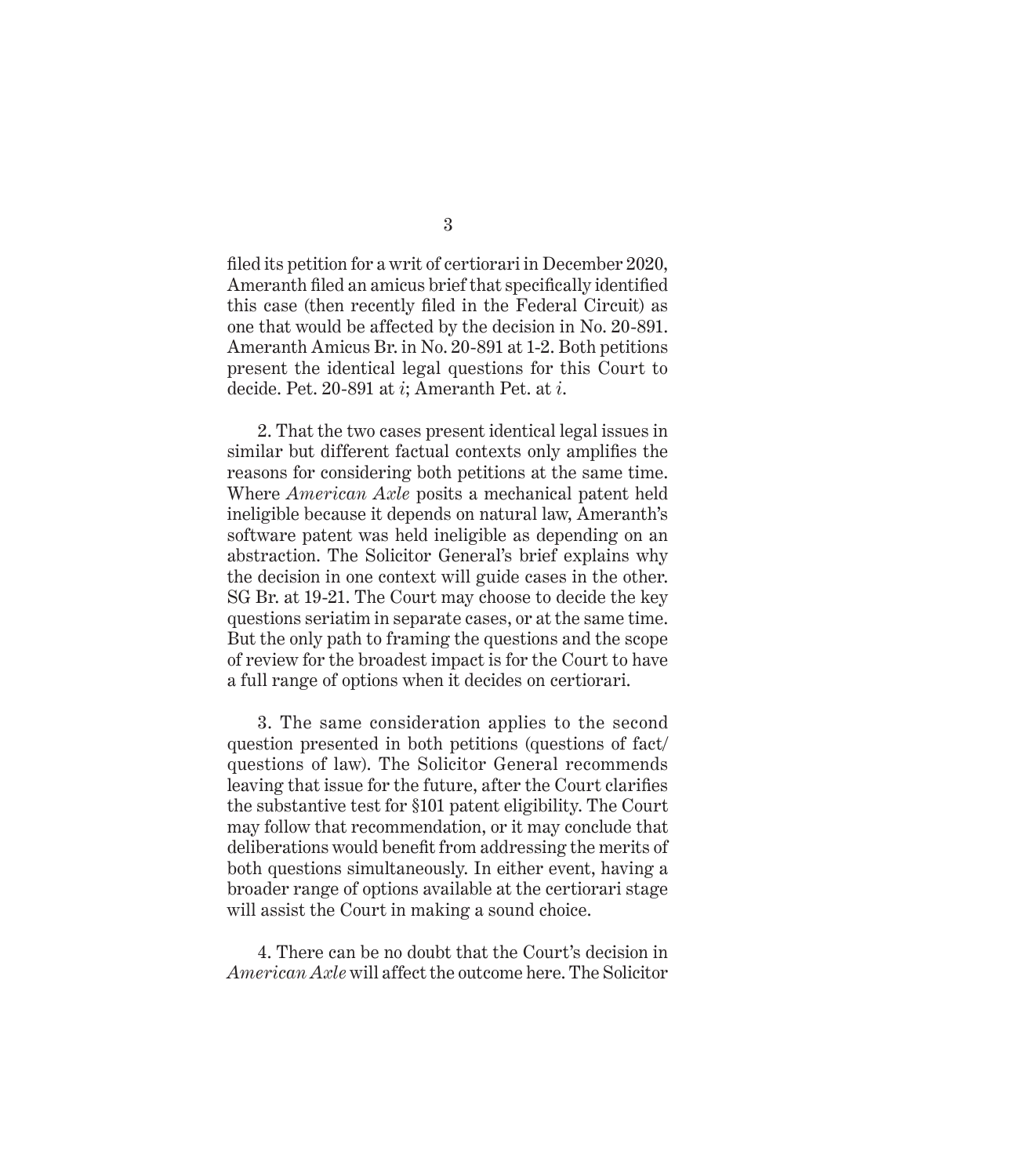filed its petition for a writ of certiorari in December 2020, Ameranth filed an amicus brief that specifically identified this case (then recently filed in the Federal Circuit) as one that would be affected by the decision in No. 20-891. Ameranth Amicus Br. in No. 20-891 at 1-2. Both petitions present the identical legal questions for this Court to decide. Pet. 20-891 at *i*; Ameranth Pet. at *i*.

2. That the two cases present identical legal issues in similar but different factual contexts only amplifies the reasons for considering both petitions at the same time. Where *American Axle* posits a mechanical patent held ineligible because it depends on natural law, Ameranth's software patent was held ineligible as depending on an abstraction. The Solicitor General's brief explains why the decision in one context will guide cases in the other. SG Br. at 19-21. The Court may choose to decide the key questions seriatim in separate cases, or at the same time. But the only path to framing the questions and the scope of review for the broadest impact is for the Court to have a full range of options when it decides on certiorari.

3. The same consideration applies to the second question presented in both petitions (questions of fact/questions of law). The Solicitor General recommends leaving that issue for the future, after the Court clarifies the substantive test for §101 patent eligibility. The Court may follow that recommendation, or it may conclude that deliberations would benefit from addressing the merits of both questions simultaneously. In either event, having a broader range of options available at the certiorari stage will assist the Court in making a sound choice.

4. There can be no doubt that the Court's decision in *American Axle* will affect the outcome here. The Solicitor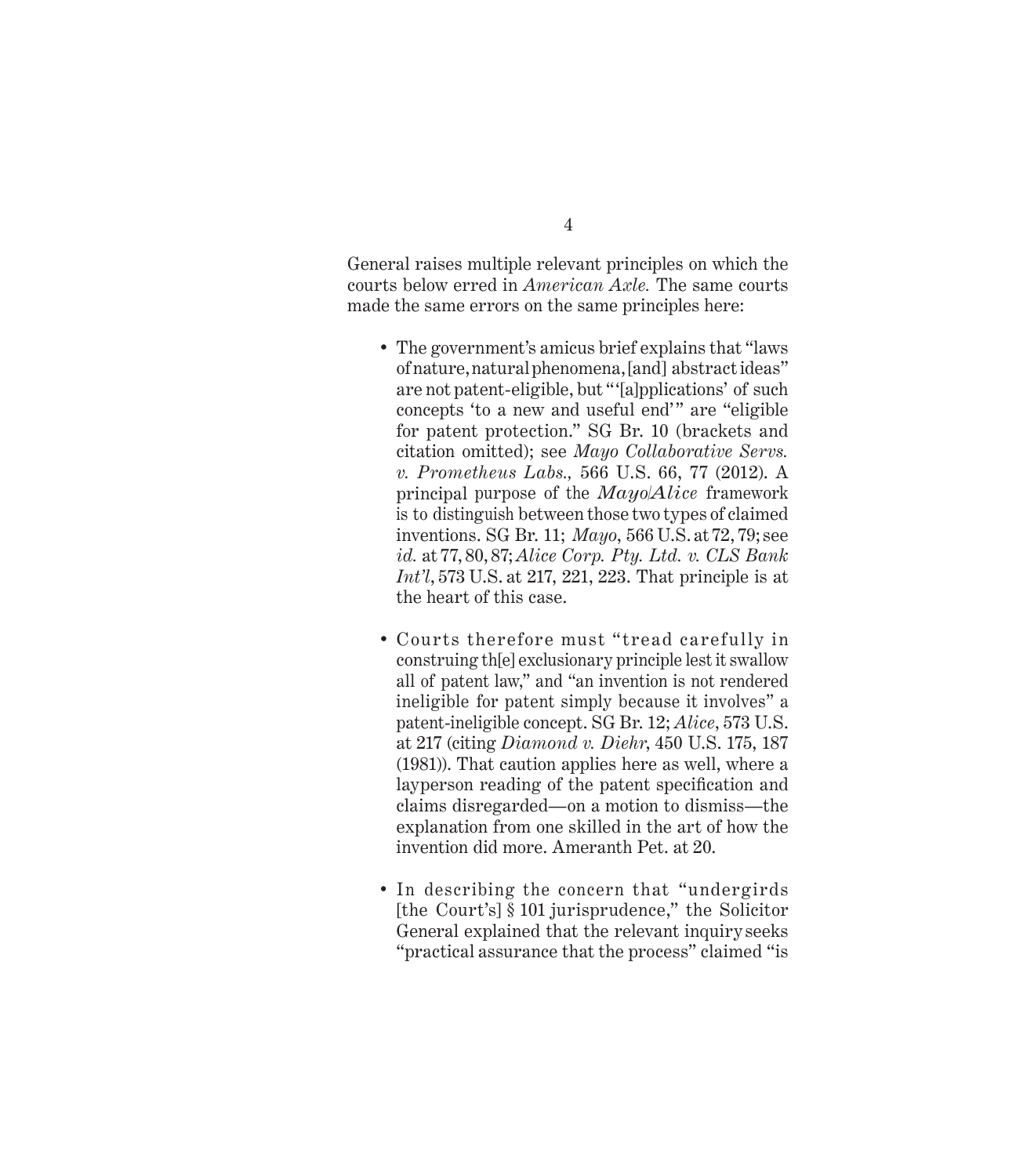General raises multiple relevant principles on which the courts below erred in *American Axle.* The same courts made the same errors on the same principles here:

- The government's amicus brief explains that "laws of nature, natural phenomena, [and] abstract ideas" are not patent-eligible, but "'[a]pplications' of such concepts 'to a new and useful end'" are "eligible for patent protection." SG Br. 10 (brackets and citation omitted); see *Mayo Collaborative Servs. v. Prometheus Labs.,* 566 U.S. 66, 77 (2012). A principal purpose of the *Mayo/Alice* framework is to distinguish between those two types of claimed inventions. SG Br. 11; *Mayo*, 566 U.S. at 72, 79; see *id.* at 77, 80, 87; *Alice Corp. Pty. Ltd. v. CLS Bank Int'l*, 573 U.S. at 217, 221, 223. That principle is at the heart of this case.

- Courts therefore must "tread carefully in construing th[e] exclusionary principle lest it swallow all of patent law," and "an invention is not rendered ineligible for patent simply because it involves" a patent-ineligible concept. SG Br. 12; *Alice*, 573 U.S. at 217 (citing *Diamond v. Diehr*, 450 U.S. 175, 187 (1981)). That caution applies here as well, where a layperson reading of the patent specification and claims disregarded—on a motion to dismiss—the explanation from one skilled in the art of how the invention did more. Ameranth Pet. at 20.

- In describing the concern that "undergirds [the Court's] § 101 jurisprudence," the Solicitor General explained that the relevant inquiry seeks "practical assurance that the process" claimed "is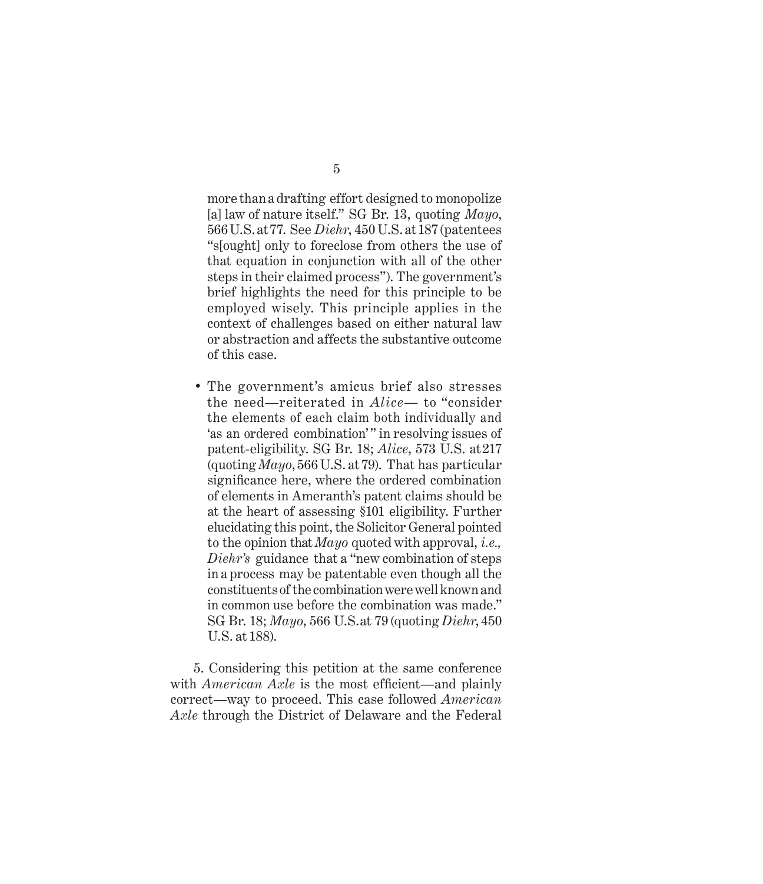more than a drafting effort designed to monopolize [a] law of nature itself." SG Br. 13, quoting *Mayo*, 566 U.S. at 77. See *Diehr*, 450 U.S. at 187 (patentees "s[ought] only to foreclose from others the use of that equation in conjunction with all of the other steps in their claimed process"). The government's brief highlights the need for this principle to be employed wisely. This principle applies in the context of challenges based on either natural law or abstraction and affects the substantive outcome of this case.

- The government's amicus brief also stresses the need—reiterated in *Alice*— to "consider the elements of each claim both individually and 'as an ordered combination'" in resolving issues of patent-eligibility. SG Br. 18; *Alice*, 573 U.S. at 217 (quoting *Mayo*, 566 U.S. at 79). That has particular significance here, where the ordered combination of elements in Ameranth's patent claims should be at the heart of assessing §101 eligibility. Further elucidating this point, the Solicitor General pointed to the opinion that *Mayo* quoted with approval, *i.e., Diehr's* guidance that a "new combination of steps in a process may be patentable even though all the constituents of the combination were well known and in common use before the combination was made." SG Br. 18; *Mayo*, 566 U.S. at 79 (quoting *Diehr*, 450 U.S. at 188).

5. Considering this petition at the same conference with *American Axle* is the most efficient—and plainly correct—way to proceed. This case followed *American Axle* through the District of Delaware and the Federal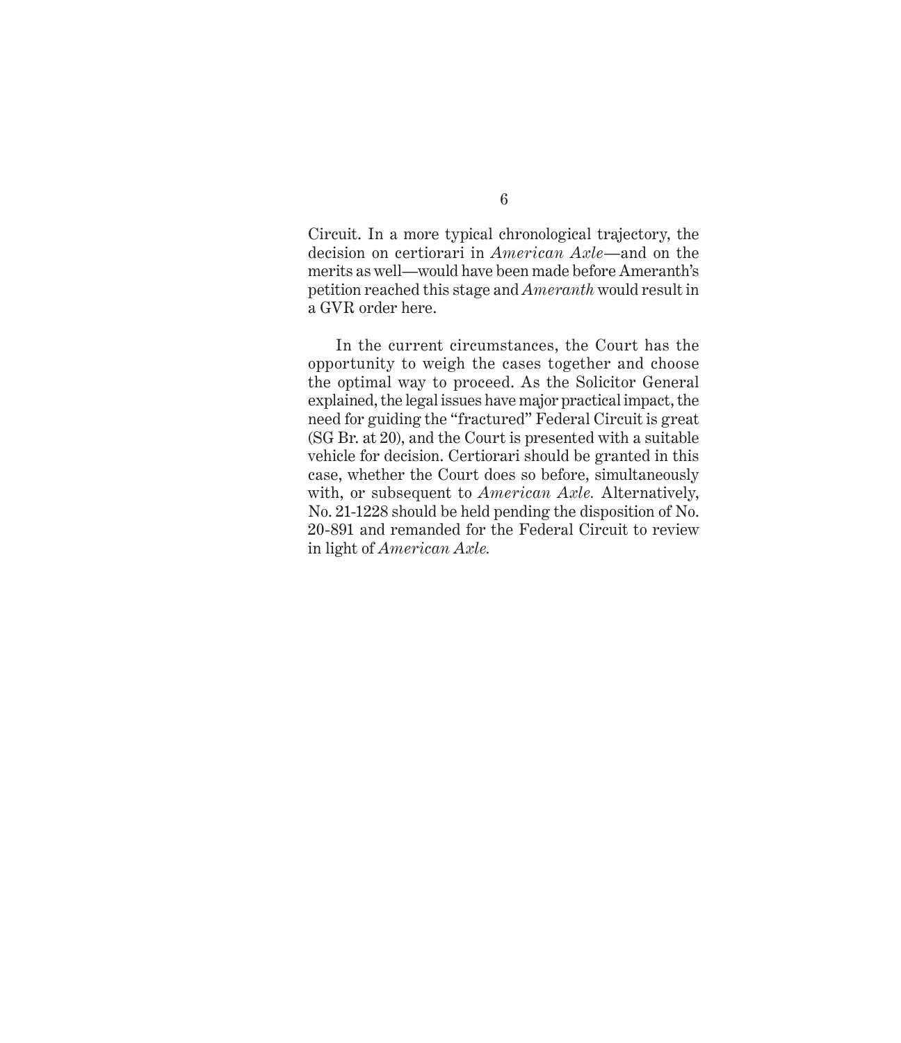Circuit. In a more typical chronological trajectory, the decision on certiorari in *American Axle*—and on the merits as well—would have been made before Ameranth's petition reached this stage and *Ameranth* would result in a GVR order here.

In the current circumstances, the Court has the opportunity to weigh the cases together and choose the optimal way to proceed. As the Solicitor General explained, the legal issues have major practical impact, the need for guiding the "fractured" Federal Circuit is great (SG Br. at 20), and the Court is presented with a suitable vehicle for decision. Certiorari should be granted in this case, whether the Court does so before, simultaneously with, or subsequent to *American Axle.* Alternatively, No. 21-1228 should be held pending the disposition of No. 20-891 and remanded for the Federal Circuit to review in light of *American Axle.*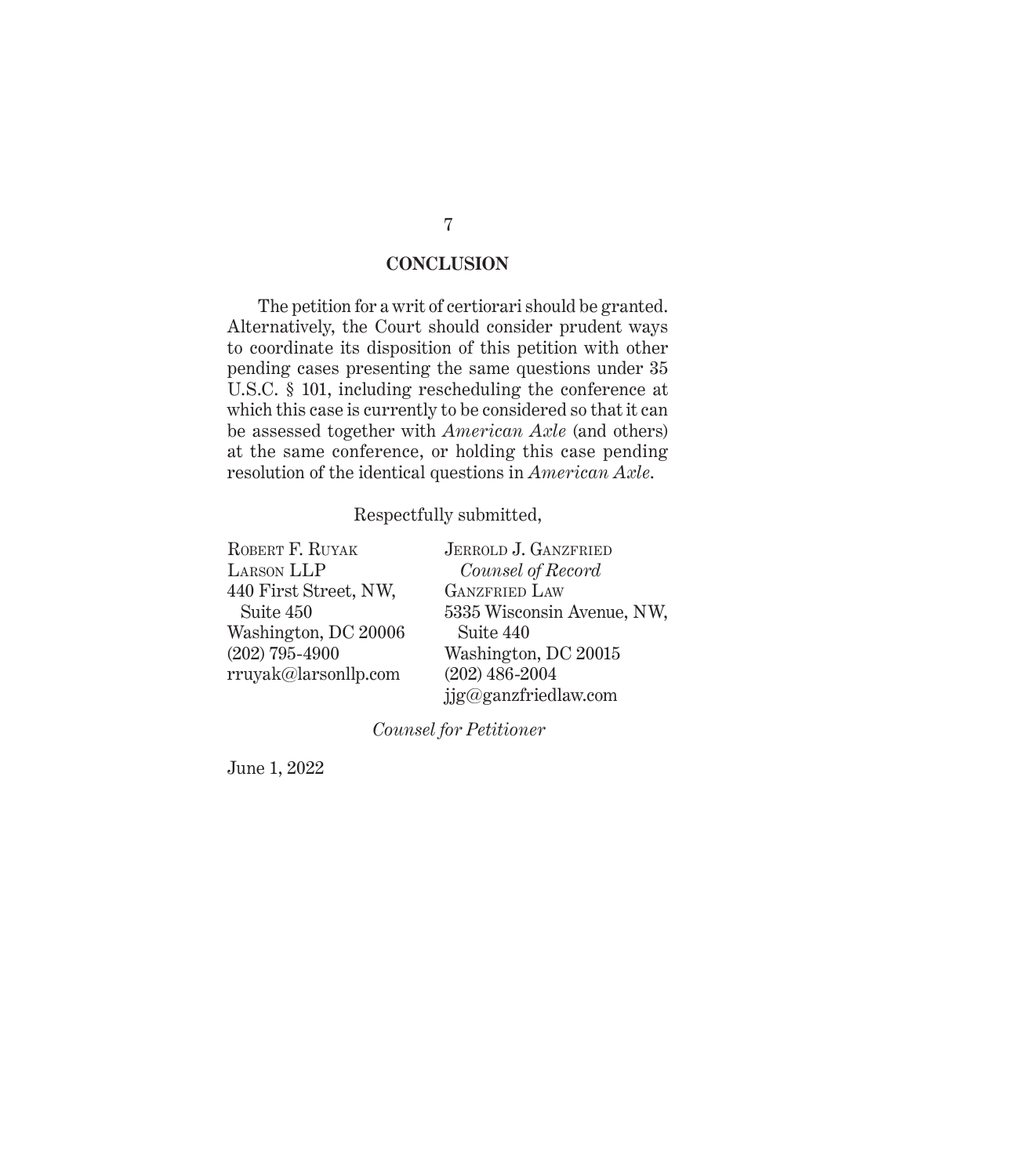## CONCLUSION

The petition for a writ of certiorari should be granted. Alternatively, the Court should consider prudent ways to coordinate its disposition of this petition with other pending cases presenting the same questions under 35 U.S.C. § 101, including rescheduling the conference at which this case is currently to be considered so that it can be assessed together with *American Axle* (and others) at the same conference, or holding this case pending resolution of the identical questions in *American Axle*.

Respectfully submitted,

Robert F. Ruyak
Larson LLP
440 First Street, NW,
Suite 450
Washington, DC 20006
(202) 795-4900
rruyak@larsonllp.com

Jerrold J. Ganzfried
*Counsel of Record*
Ganzfried Law
5335 Wisconsin Avenue, NW,
Suite 440
Washington, DC 20015
(202) 486-2004
jjg@ganzfriedlaw.com

*Counsel for Petitioner*

June 1, 2022